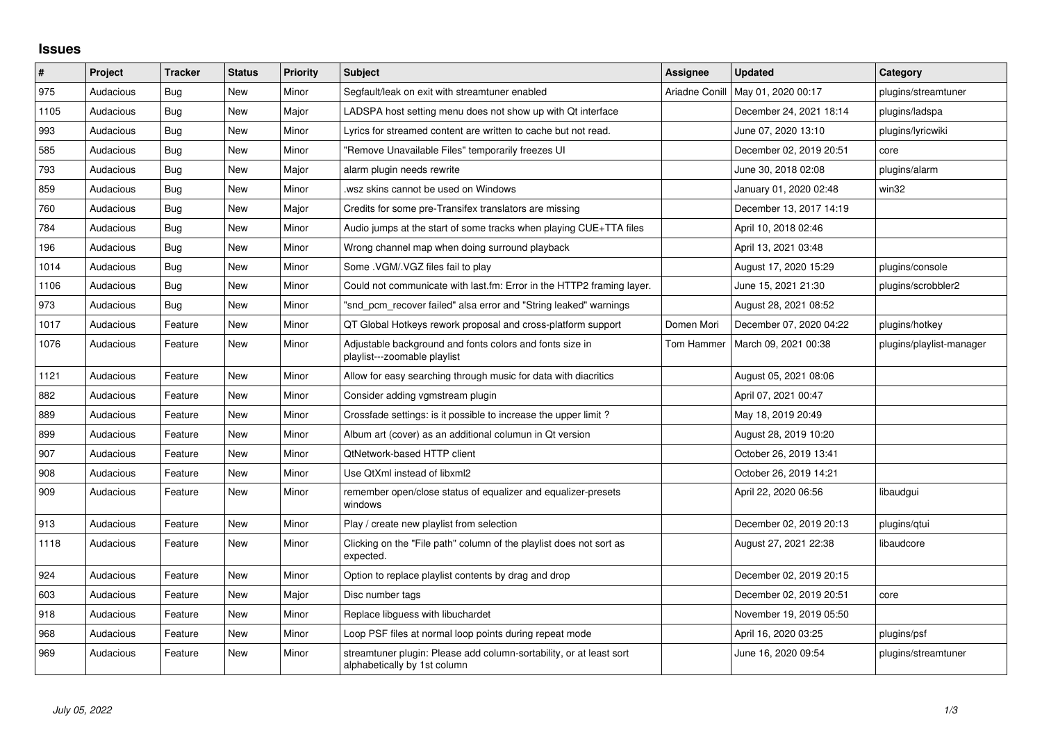# Issues

| # | Project | Tracker | Status | Priority | Subject | Assignee | Updated | Category |
|---|---|---|---|---|---|---|---|---|
| 975 | Audacious | Bug | New | Minor | Segfault/leak on exit with streamtuner enabled | Ariadne Conill | May 01, 2020 00:17 | plugins/streamtuner |
| 1105 | Audacious | Bug | New | Major | LADSPA host setting menu does not show up with Qt interface | | December 24, 2021 18:14 | plugins/ladspa |
| 993 | Audacious | Bug | New | Minor | Lyrics for streamed content are written to cache but not read. | | June 07, 2020 13:10 | plugins/lyricwiki |
| 585 | Audacious | Bug | New | Minor | "Remove Unavailable Files" temporarily freezes UI | | December 02, 2019 20:51 | core |
| 793 | Audacious | Bug | New | Major | alarm plugin needs rewrite | | June 30, 2018 02:08 | plugins/alarm |
| 859 | Audacious | Bug | New | Minor | .wsz skins cannot be used on Windows | | January 01, 2020 02:48 | win32 |
| 760 | Audacious | Bug | New | Major | Credits for some pre-Transifex translators are missing | | December 13, 2017 14:19 | |
| 784 | Audacious | Bug | New | Minor | Audio jumps at the start of some tracks when playing CUE+TTA files | | April 10, 2018 02:46 | |
| 196 | Audacious | Bug | New | Minor | Wrong channel map when doing surround playback | | April 13, 2021 03:48 | |
| 1014 | Audacious | Bug | New | Minor | Some .VGM/.VGZ files fail to play | | August 17, 2020 15:29 | plugins/console |
| 1106 | Audacious | Bug | New | Minor | Could not communicate with last.fm: Error in the HTTP2 framing layer. | | June 15, 2021 21:30 | plugins/scrobbler2 |
| 973 | Audacious | Bug | New | Minor | "snd_pcm_recover failed" alsa error and "String leaked" warnings | | August 28, 2021 08:52 | |
| 1017 | Audacious | Feature | New | Minor | QT Global Hotkeys rework proposal and cross-platform support | Domen Mori | December 07, 2020 04:22 | plugins/hotkey |
| 1076 | Audacious | Feature | New | Minor | Adjustable background and fonts colors and fonts size in playlist---zoomable playlist | Tom Hammer | March 09, 2021 00:38 | plugins/playlist-manager |
| 1121 | Audacious | Feature | New | Minor | Allow for easy searching through music for data with diacritics | | August 05, 2021 08:06 | |
| 882 | Audacious | Feature | New | Minor | Consider adding vgmstream plugin | | April 07, 2021 00:47 | |
| 889 | Audacious | Feature | New | Minor | Crossfade settings: is it possible to increase the upper limit ? | | May 18, 2019 20:49 | |
| 899 | Audacious | Feature | New | Minor | Album art (cover) as an additional columun in Qt version | | August 28, 2019 10:20 | |
| 907 | Audacious | Feature | New | Minor | QtNetwork-based HTTP client | | October 26, 2019 13:41 | |
| 908 | Audacious | Feature | New | Minor | Use QtXml instead of libxml2 | | October 26, 2019 14:21 | |
| 909 | Audacious | Feature | New | Minor | remember open/close status of equalizer and equalizer-presets windows | | April 22, 2020 06:56 | libaudgui |
| 913 | Audacious | Feature | New | Minor | Play / create new playlist from selection | | December 02, 2019 20:13 | plugins/qtui |
| 1118 | Audacious | Feature | New | Minor | Clicking on the "File path" column of the playlist does not sort as expected. | | August 27, 2021 22:38 | libaudcore |
| 924 | Audacious | Feature | New | Minor | Option to replace playlist contents by drag and drop | | December 02, 2019 20:15 | |
| 603 | Audacious | Feature | New | Major | Disc number tags | | December 02, 2019 20:51 | core |
| 918 | Audacious | Feature | New | Minor | Replace libguess with libuchardet | | November 19, 2019 05:50 | |
| 968 | Audacious | Feature | New | Minor | Loop PSF files at normal loop points during repeat mode | | April 16, 2020 03:25 | plugins/psf |
| 969 | Audacious | Feature | New | Minor | streamtuner plugin: Please add column-sortability, or at least sort alphabetically by 1st column | | June 16, 2020 09:54 | plugins/streamtuner |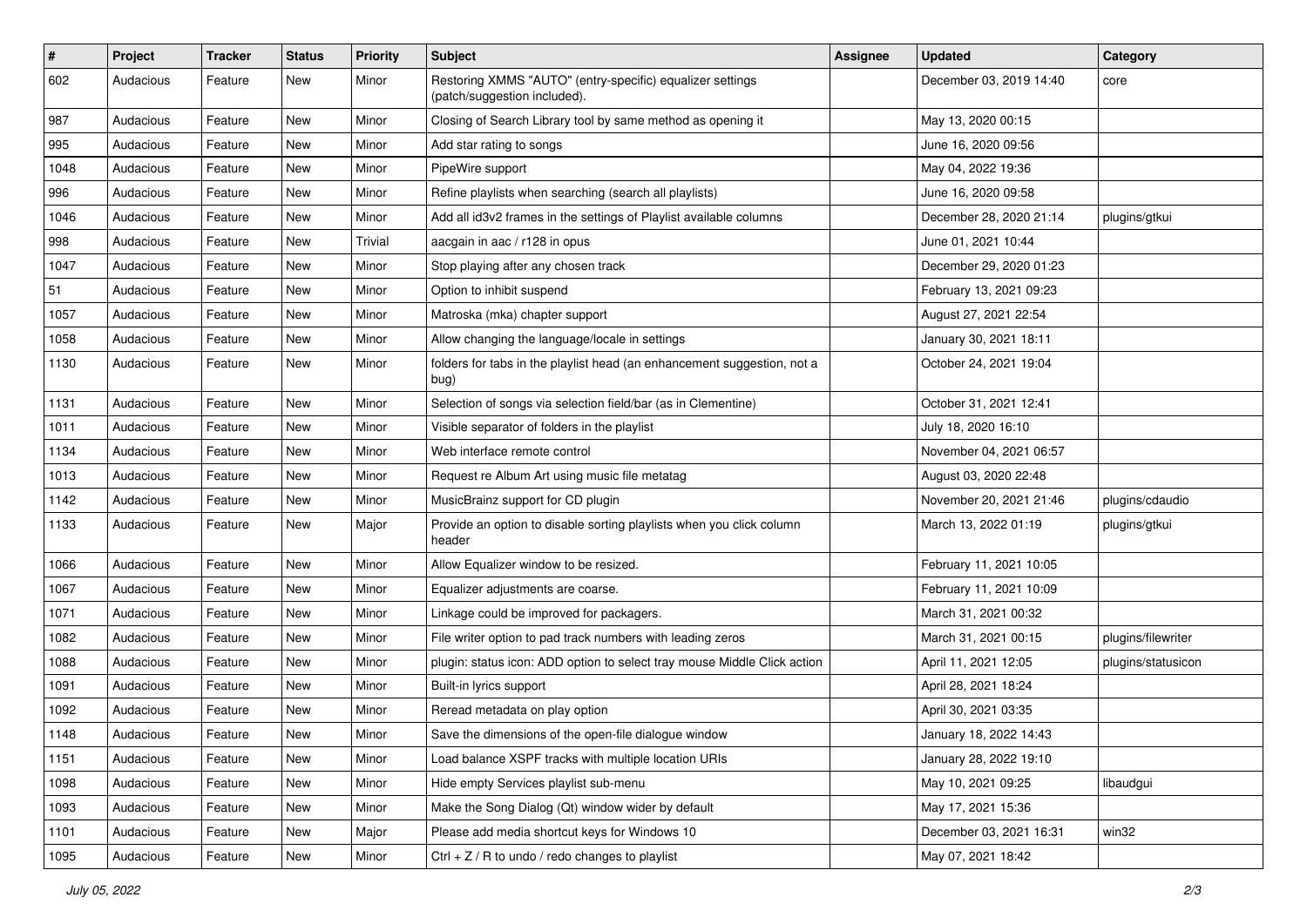| # | Project | Tracker | Status | Priority | Subject | Assignee | Updated | Category |
|---|---|---|---|---|---|---|---|---|
| 602 | Audacious | Feature | New | Minor | Restoring XMMS "AUTO" (entry-specific) equalizer settings (patch/suggestion included). | | December 03, 2019 14:40 | core |
| 987 | Audacious | Feature | New | Minor | Closing of Search Library tool by same method as opening it | | May 13, 2020 00:15 | |
| 995 | Audacious | Feature | New | Minor | Add star rating to songs | | June 16, 2020 09:56 | |
| 1048 | Audacious | Feature | New | Minor | PipeWire support | | May 04, 2022 19:36 | |
| 996 | Audacious | Feature | New | Minor | Refine playlists when searching (search all playlists) | | June 16, 2020 09:58 | |
| 1046 | Audacious | Feature | New | Minor | Add all id3v2 frames in the settings of Playlist available columns | | December 28, 2020 21:14 | plugins/gtkui |
| 998 | Audacious | Feature | New | Trivial | aacgain in aac / r128 in opus | | June 01, 2021 10:44 | |
| 1047 | Audacious | Feature | New | Minor | Stop playing after any chosen track | | December 29, 2020 01:23 | |
| 51 | Audacious | Feature | New | Minor | Option to inhibit suspend | | February 13, 2021 09:23 | |
| 1057 | Audacious | Feature | New | Minor | Matroska (mka) chapter support | | August 27, 2021 22:54 | |
| 1058 | Audacious | Feature | New | Minor | Allow changing the language/locale in settings | | January 30, 2021 18:11 | |
| 1130 | Audacious | Feature | New | Minor | folders for tabs in the playlist head (an enhancement suggestion, not a bug) | | October 24, 2021 19:04 | |
| 1131 | Audacious | Feature | New | Minor | Selection of songs via selection field/bar (as in Clementine) | | October 31, 2021 12:41 | |
| 1011 | Audacious | Feature | New | Minor | Visible separator of folders in the playlist | | July 18, 2020 16:10 | |
| 1134 | Audacious | Feature | New | Minor | Web interface remote control | | November 04, 2021 06:57 | |
| 1013 | Audacious | Feature | New | Minor | Request re Album Art using music file metatag | | August 03, 2020 22:48 | |
| 1142 | Audacious | Feature | New | Minor | MusicBrainz support for CD plugin | | November 20, 2021 21:46 | plugins/cdaudio |
| 1133 | Audacious | Feature | New | Major | Provide an option to disable sorting playlists when you click column header | | March 13, 2022 01:19 | plugins/gtkui |
| 1066 | Audacious | Feature | New | Minor | Allow Equalizer window to be resized. | | February 11, 2021 10:05 | |
| 1067 | Audacious | Feature | New | Minor | Equalizer adjustments are coarse. | | February 11, 2021 10:09 | |
| 1071 | Audacious | Feature | New | Minor | Linkage could be improved for packagers. | | March 31, 2021 00:32 | |
| 1082 | Audacious | Feature | New | Minor | File writer option to pad track numbers with leading zeros | | March 31, 2021 00:15 | plugins/filewriter |
| 1088 | Audacious | Feature | New | Minor | plugin: status icon: ADD option to select tray mouse Middle Click action | | April 11, 2021 12:05 | plugins/statusicon |
| 1091 | Audacious | Feature | New | Minor | Built-in lyrics support | | April 28, 2021 18:24 | |
| 1092 | Audacious | Feature | New | Minor | Reread metadata on play option | | April 30, 2021 03:35 | |
| 1148 | Audacious | Feature | New | Minor | Save the dimensions of the open-file dialogue window | | January 18, 2022 14:43 | |
| 1151 | Audacious | Feature | New | Minor | Load balance XSPF tracks with multiple location URIs | | January 28, 2022 19:10 | |
| 1098 | Audacious | Feature | New | Minor | Hide empty Services playlist sub-menu | | May 10, 2021 09:25 | libaudgui |
| 1093 | Audacious | Feature | New | Minor | Make the Song Dialog (Qt) window wider by default | | May 17, 2021 15:36 | |
| 1101 | Audacious | Feature | New | Major | Please add media shortcut keys for Windows 10 | | December 03, 2021 16:31 | win32 |
| 1095 | Audacious | Feature | New | Minor | Ctrl + Z / R to undo / redo changes to playlist | | May 07, 2021 18:42 | |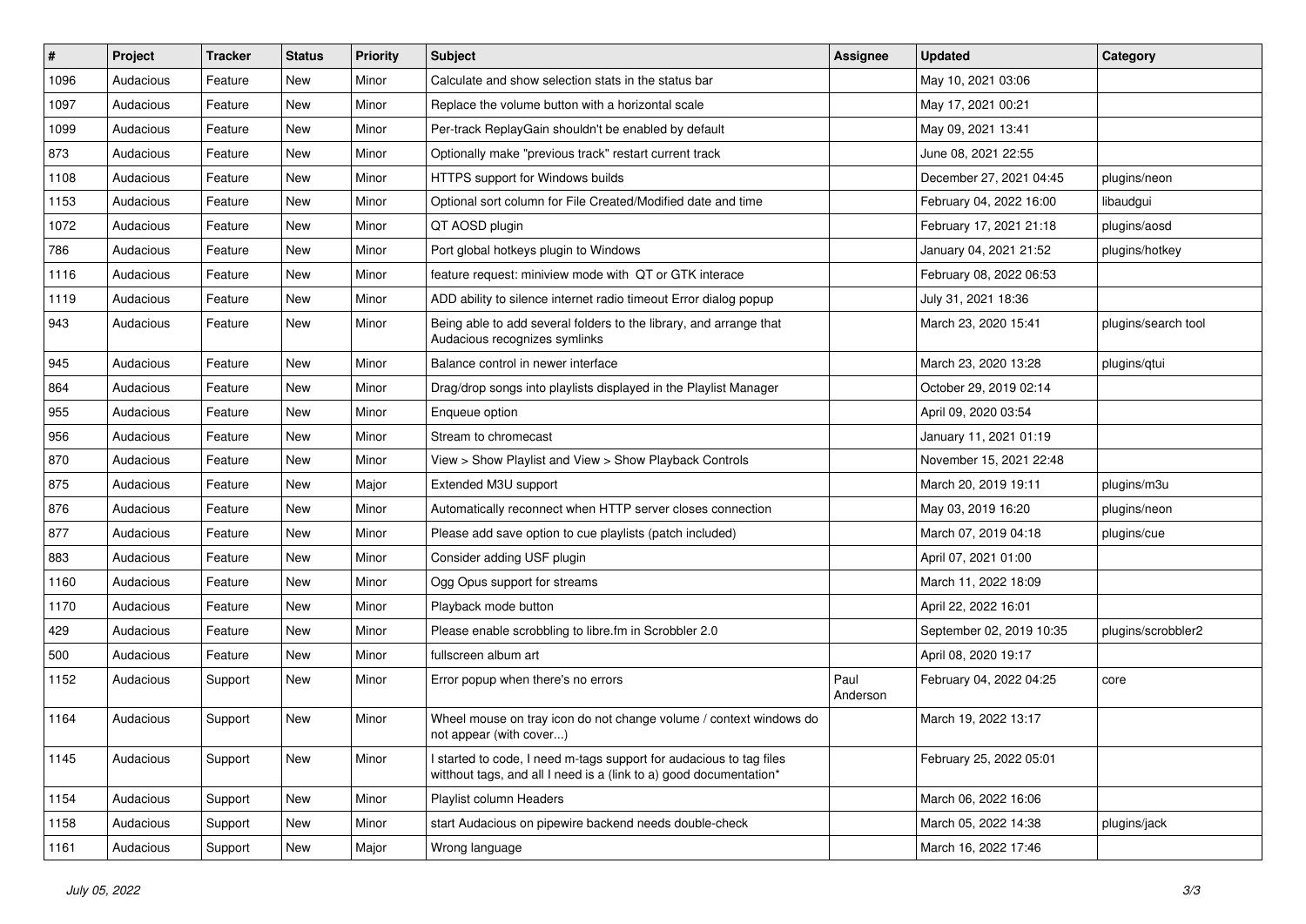| # | Project | Tracker | Status | Priority | Subject | Assignee | Updated | Category |
|---|---|---|---|---|---|---|---|---|
| 1096 | Audacious | Feature | New | Minor | Calculate and show selection stats in the status bar | | May 10, 2021 03:06 | |
| 1097 | Audacious | Feature | New | Minor | Replace the volume button with a horizontal scale | | May 17, 2021 00:21 | |
| 1099 | Audacious | Feature | New | Minor | Per-track ReplayGain shouldn't be enabled by default | | May 09, 2021 13:41 | |
| 873 | Audacious | Feature | New | Minor | Optionally make "previous track" restart current track | | June 08, 2021 22:55 | |
| 1108 | Audacious | Feature | New | Minor | HTTPS support for Windows builds | | December 27, 2021 04:45 | plugins/neon |
| 1153 | Audacious | Feature | New | Minor | Optional sort column for File Created/Modified date and time | | February 04, 2022 16:00 | libaudgui |
| 1072 | Audacious | Feature | New | Minor | QT AOSD plugin | | February 17, 2021 21:18 | plugins/aosd |
| 786 | Audacious | Feature | New | Minor | Port global hotkeys plugin to Windows | | January 04, 2021 21:52 | plugins/hotkey |
| 1116 | Audacious | Feature | New | Minor | feature request: miniview mode with QT or GTK interace | | February 08, 2022 06:53 | |
| 1119 | Audacious | Feature | New | Minor | ADD ability to silence internet radio timeout Error dialog popup | | July 31, 2021 18:36 | |
| 943 | Audacious | Feature | New | Minor | Being able to add several folders to the library, and arrange that Audacious recognizes symlinks | | March 23, 2020 15:41 | plugins/search tool |
| 945 | Audacious | Feature | New | Minor | Balance control in newer interface | | March 23, 2020 13:28 | plugins/qtui |
| 864 | Audacious | Feature | New | Minor | Drag/drop songs into playlists displayed in the Playlist Manager | | October 29, 2019 02:14 | |
| 955 | Audacious | Feature | New | Minor | Enqueue option | | April 09, 2020 03:54 | |
| 956 | Audacious | Feature | New | Minor | Stream to chromecast | | January 11, 2021 01:19 | |
| 870 | Audacious | Feature | New | Minor | View > Show Playlist and View > Show Playback Controls | | November 15, 2021 22:48 | |
| 875 | Audacious | Feature | New | Major | Extended M3U support | | March 20, 2019 19:11 | plugins/m3u |
| 876 | Audacious | Feature | New | Minor | Automatically reconnect when HTTP server closes connection | | May 03, 2019 16:20 | plugins/neon |
| 877 | Audacious | Feature | New | Minor | Please add save option to cue playlists (patch included) | | March 07, 2019 04:18 | plugins/cue |
| 883 | Audacious | Feature | New | Minor | Consider adding USF plugin | | April 07, 2021 01:00 | |
| 1160 | Audacious | Feature | New | Minor | Ogg Opus support for streams | | March 11, 2022 18:09 | |
| 1170 | Audacious | Feature | New | Minor | Playback mode button | | April 22, 2022 16:01 | |
| 429 | Audacious | Feature | New | Minor | Please enable scrobbling to libre.fm in Scrobbler 2.0 | | September 02, 2019 10:35 | plugins/scrobbler2 |
| 500 | Audacious | Feature | New | Minor | fullscreen album art | | April 08, 2020 19:17 | |
| 1152 | Audacious | Support | New | Minor | Error popup when there's no errors | Paul Anderson | February 04, 2022 04:25 | core |
| 1164 | Audacious | Support | New | Minor | Wheel mouse on tray icon do not change volume / context windows do not appear (with cover...) | | March 19, 2022 13:17 | |
| 1145 | Audacious | Support | New | Minor | I started to code, I need m-tags support for audacious to tag files witthout tags, and all I need is a (link to a) good documentation* | | February 25, 2022 05:01 | |
| 1154 | Audacious | Support | New | Minor | Playlist column Headers | | March 06, 2022 16:06 | |
| 1158 | Audacious | Support | New | Minor | start Audacious on pipewire backend needs double-check | | March 05, 2022 14:38 | plugins/jack |
| 1161 | Audacious | Support | New | Major | Wrong language | | March 16, 2022 17:46 | |

*July 05, 2022*